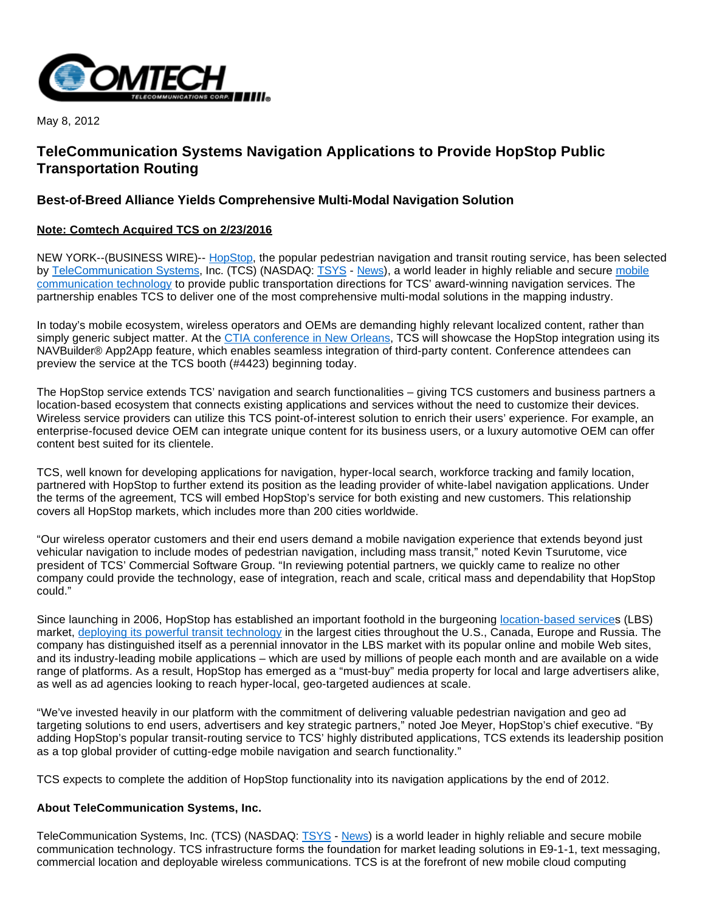May 8, 2012

# TeleCommunication Systems Navigation Applications to Provide HopStop Public Transportation Routing

## Best-of-Breed Alliance Yields Comprehensive Multi-Modal Navigation Solution

**Note: Comtech Acquired TCS on 2/23/2016**

NEW YORK--(BUSINESS WIRE)-- HopStop, the popular pedestrian navigation and transit routing service, has been selected by TeleCommunication Systems, Inc. (TCS) (NASDAQ: TSYS - News), a world leader in highly reliable and secure mobile communication technology to provide public transportation directions for TCS' award-winning navigation services. The partnership enables TCS to deliver one of the most comprehensive multi-modal solutions in the mapping industry.

In today's mobile ecosystem, wireless operators and OEMs are demanding highly relevant localized content, rather than simply generic subject matter. At the CTIA conference in New Orleans, TCS will showcase the HopStop integration using its NAVBuilder® App2App feature, which enables seamless integration of third-party content. Conference attendees can preview the service at the TCS booth (#4423) beginning today.

The HopStop service extends TCS' navigation and search functionalities – giving TCS customers and business partners a location-based ecosystem that connects existing applications and services without the need to customize their devices. Wireless service providers can utilize this TCS point-of-interest solution to enrich their users' experience. For example, an enterprise-focused device OEM can integrate unique content for its business users, or a luxury automotive OEM can offer content best suited for its clientele.

TCS, well known for developing applications for navigation, hyper-local search, workforce tracking and family location, partnered with HopStop to further extend its position as the leading provider of white-label navigation applications. Under the terms of the agreement, TCS will embed HopStop's service for both existing and new customers. This relationship covers all HopStop markets, which includes more than 200 cities worldwide.

"Our wireless operator customers and their end users demand a mobile navigation experience that extends beyond just vehicular navigation to include modes of pedestrian navigation, including mass transit," noted Kevin Tsurutome, vice president of TCS' Commercial Software Group. "In reviewing potential partners, we quickly came to realize no other company could provide the technology, ease of integration, reach and scale, critical mass and dependability that HopStop could."

Since launching in 2006, HopStop has established an important foothold in the burgeoning location-based services (LBS) market, deploying its powerful transit technology in the largest cities throughout the U.S., Canada, Europe and Russia. The company has distinguished itself as a perennial innovator in the LBS market with its popular online and mobile Web sites, and its industry-leading mobile applications – which are used by millions of people each month and are available on a wide range of platforms. As a result, HopStop has emerged as a "must-buy" media property for local and large advertisers alike, as well as ad agencies looking to reach hyper-local, geo-targeted audiences at scale.

"We've invested heavily in our platform with the commitment of delivering valuable pedestrian navigation and geo ad targeting solutions to end users, advertisers and key strategic partners," noted Joe Meyer, HopStop's chief executive. "By adding HopStop's popular transit-routing service to TCS' highly distributed applications, TCS extends its leadership position as a top global provider of cutting-edge mobile navigation and search functionality."

TCS expects to complete the addition of HopStop functionality into its navigation applications by the end of 2012.

**About TeleCommunication Systems, Inc.**

TeleCommunication Systems, Inc. (TCS) (NASDAQ: TSYS - News) is a world leader in highly reliable and secure mobile communication technology. TCS infrastructure forms the foundation for market leading solutions in E9-1-1, text messaging, commercial location and deployable wireless communications. TCS is at the forefront of new mobile cloud computing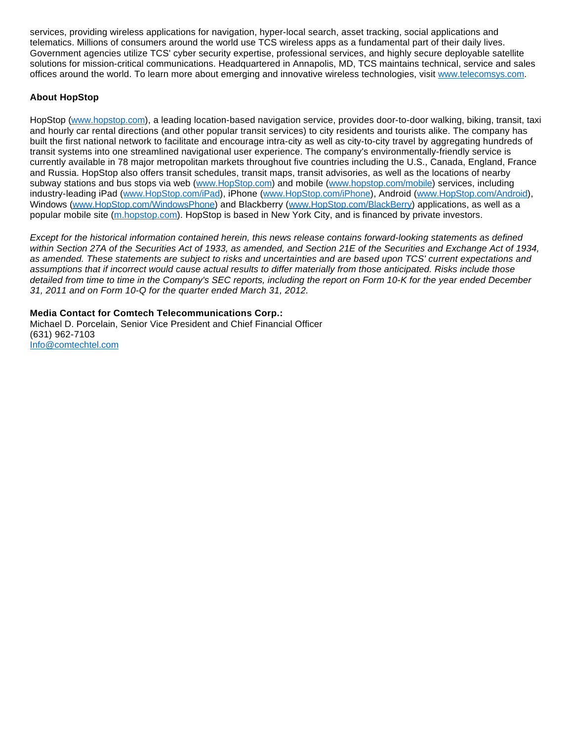services, providing wireless applications for navigation, hyper-local search, asset tracking, social applications and telematics. Millions of consumers around the world use TCS wireless apps as a fundamental part of their daily lives. Government agencies utilize TCS' cyber security expertise, professional services, and highly secure deployable satellite solutions for mission-critical communications. Headquartered in Annapolis, MD, TCS maintains technical, service and sales offices around the world. To learn more about emerging and innovative wireless technologies, visit www.telecomsys.com.

**About HopStop**

HopStop (www.hopstop.com), a leading location-based navigation service, provides door-to-door walking, biking, transit, taxi and hourly car rental directions (and other popular transit services) to city residents and tourists alike. The company has built the first national network to facilitate and encourage intra-city as well as city-to-city travel by aggregating hundreds of transit systems into one streamlined navigational user experience. The company's environmentally-friendly service is currently available in 78 major metropolitan markets throughout five countries including the U.S., Canada, England, France and Russia. HopStop also offers transit schedules, transit maps, transit advisories, as well as the locations of nearby subway stations and bus stops via web (www.HopStop.com) and mobile (www.hopstop.com/mobile) services, including industry-leading iPad (www.HopStop.com/iPad), iPhone (www.HopStop.com/iPhone), Android (www.HopStop.com/Android), Windows (www.HopStop.com/WindowsPhone) and Blackberry (www.HopStop.com/BlackBerry) applications, as well as a popular mobile site (m.hopstop.com). HopStop is based in New York City, and is financed by private investors.

*Except for the historical information contained herein, this news release contains forward-looking statements as defined within Section 27A of the Securities Act of 1933, as amended, and Section 21E of the Securities and Exchange Act of 1934, as amended. These statements are subject to risks and uncertainties and are based upon TCS' current expectations and assumptions that if incorrect would cause actual results to differ materially from those anticipated. Risks include those detailed from time to time in the Company's SEC reports, including the report on Form 10-K for the year ended December 31, 2011 and on Form 10-Q for the quarter ended March 31, 2012.*

**Media Contact for Comtech Telecommunications Corp.:**
Michael D. Porcelain, Senior Vice President and Chief Financial Officer
(631) 962-7103
Info@comtechtel.com